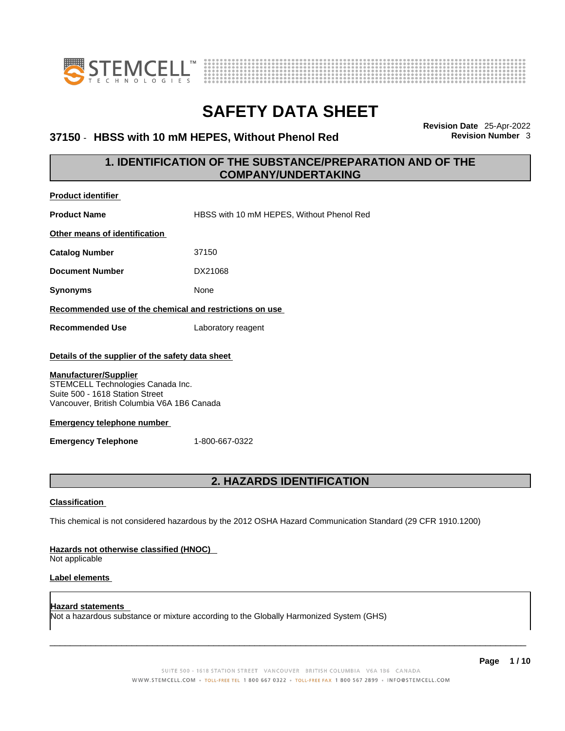# SAFETY DATA SHEET

## 37150 - HBSS with 10 mM HEPES, Without Phenol Red

**Revision Date** 25-Apr-2022
**Revision Number** 3

## 1. IDENTIFICATION OF THE SUBSTANCE/PREPARATION AND OF THE COMPANY/UNDERTAKING

**Product identifier**

| | |
|---|---|
| **Product Name** | HBSS with 10 mM HEPES, Without Phenol Red |

**Other means of identification**

| | |
|---|---|
| **Catalog Number** | 37150 |
| **Document Number** | DX21068 |
| **Synonyms** | None |

**Recommended use of the chemical and restrictions on use**

| | |
|---|---|
| **Recommended Use** | Laboratory reagent |

**Details of the supplier of the safety data sheet**

**Manufacturer/Supplier**
STEMCELL Technologies Canada Inc.
Suite 500 - 1618 Station Street
Vancouver, British Columbia V6A 1B6 Canada

**Emergency telephone number**

| | |
|---|---|
| **Emergency Telephone** | 1-800-667-0322 |

## 2. HAZARDS IDENTIFICATION

**Classification**

This chemical is not considered hazardous by the 2012 OSHA Hazard Communication Standard (29 CFR 1910.1200)

**Hazards not otherwise classified (HNOC)**
Not applicable

**Label elements**

**Hazard statements**
Not a hazardous substance or mixture according to the Globally Harmonized System (GHS)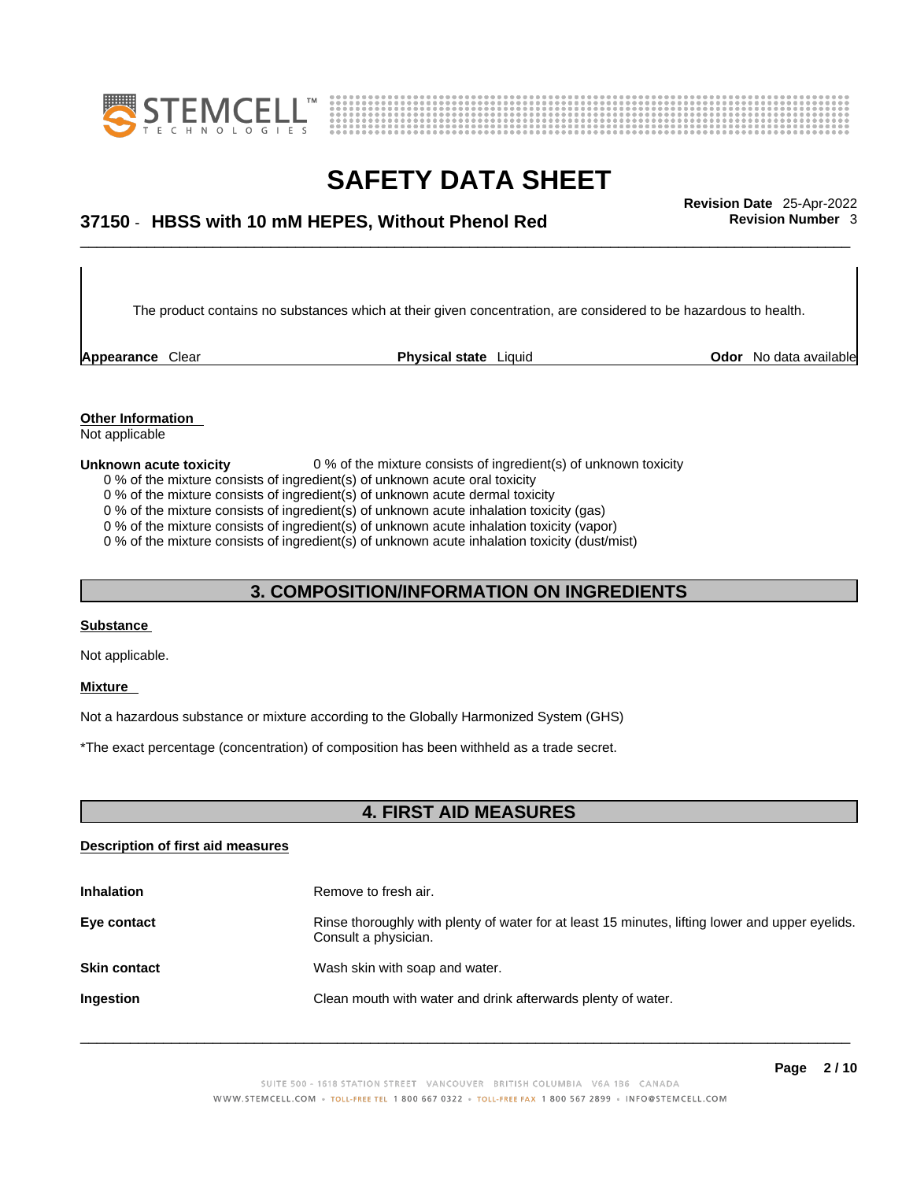The product contains no substances which at their given concentration, are considered to be hazardous to health.

| **Appearance** Clear | **Physical state** Liquid | **Odor** No data available |
|---|---|---|

**Other Information**
Not applicable

**Unknown acute toxicity** 0 % of the mixture consists of ingredient(s) of unknown toxicity
0 % of the mixture consists of ingredient(s) of unknown acute oral toxicity
0 % of the mixture consists of ingredient(s) of unknown acute dermal toxicity
0 % of the mixture consists of ingredient(s) of unknown acute inhalation toxicity (gas)
0 % of the mixture consists of ingredient(s) of unknown acute inhalation toxicity (vapor)
0 % of the mixture consists of ingredient(s) of unknown acute inhalation toxicity (dust/mist)

## 3. COMPOSITION/INFORMATION ON INGREDIENTS

**Substance**

Not applicable.

**Mixture**

Not a hazardous substance or mixture according to the Globally Harmonized System (GHS)

*The exact percentage (concentration) of composition has been withheld as a trade secret.

## 4. FIRST AID MEASURES

**Description of first aid measures**

| | |
|---|---|
| **Inhalation** | Remove to fresh air. |
| **Eye contact** | Rinse thoroughly with plenty of water for at least 15 minutes, lifting lower and upper eyelids. Consult a physician. |
| **Skin contact** | Wash skin with soap and water. |
| **Ingestion** | Clean mouth with water and drink afterwards plenty of water. |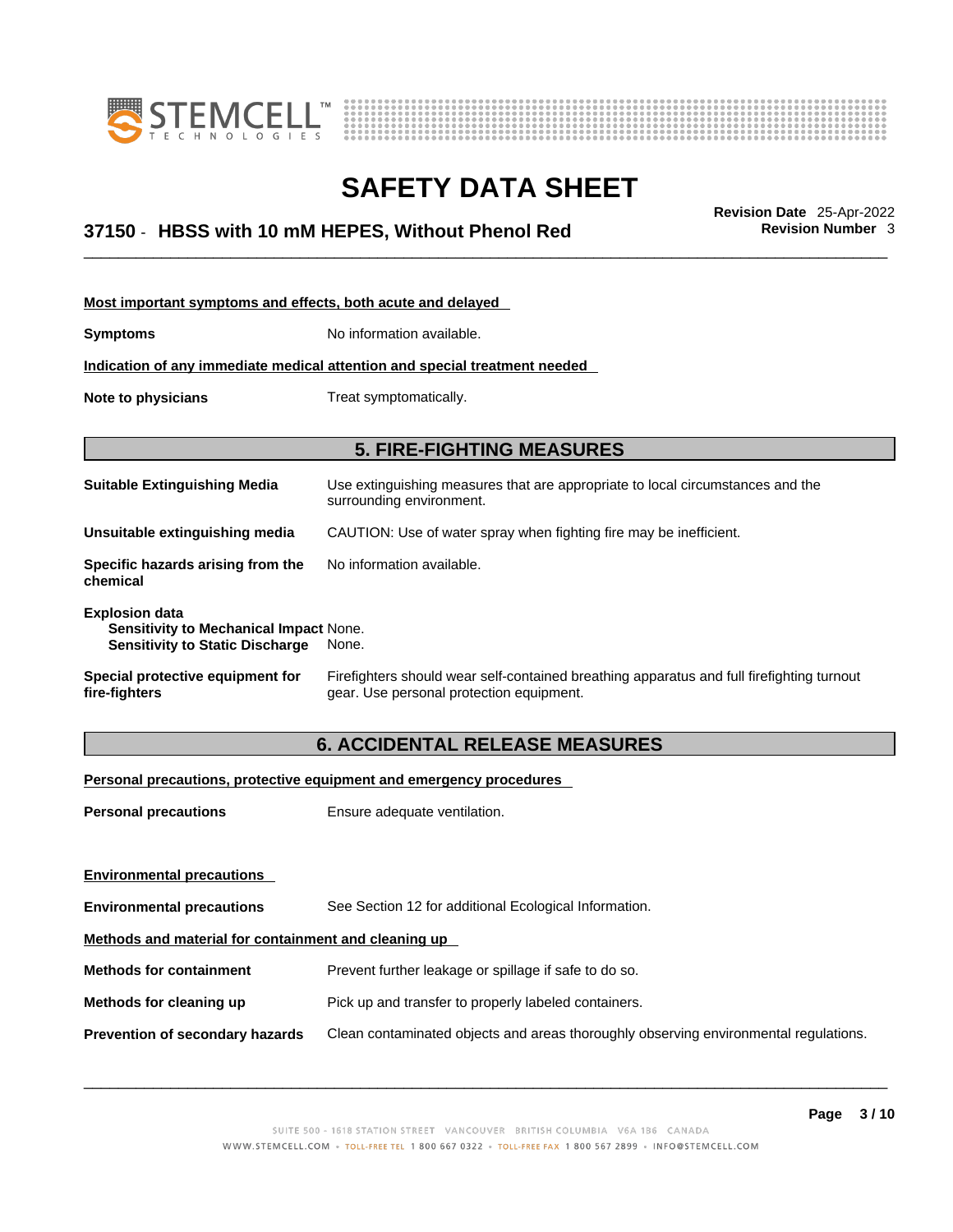**Most important symptoms and effects, both acute and delayed**

**Symptoms** No information available.

**Indication of any immediate medical attention and special treatment needed**

**Note to physicians** Treat symptomatically.

## 5. FIRE-FIGHTING MEASURES

**Suitable Extinguishing Media** Use extinguishing measures that are appropriate to local circumstances and the surrounding environment.

**Unsuitable extinguishing media** CAUTION: Use of water spray when fighting fire may be inefficient.

**Specific hazards arising from the chemical** No information available.

**Explosion data**
**Sensitivity to Mechanical Impact** None.
**Sensitivity to Static Discharge** None.

**Special protective equipment for fire-fighters** Firefighters should wear self-contained breathing apparatus and full firefighting turnout gear. Use personal protection equipment.

## 6. ACCIDENTAL RELEASE MEASURES

**Personal precautions, protective equipment and emergency procedures**

**Personal precautions** Ensure adequate ventilation.

**Environmental precautions**

**Environmental precautions** See Section 12 for additional Ecological Information.

**Methods and material for containment and cleaning up**

**Methods for containment** Prevent further leakage or spillage if safe to do so.

**Methods for cleaning up** Pick up and transfer to properly labeled containers.

**Prevention of secondary hazards** Clean contaminated objects and areas thoroughly observing environmental regulations.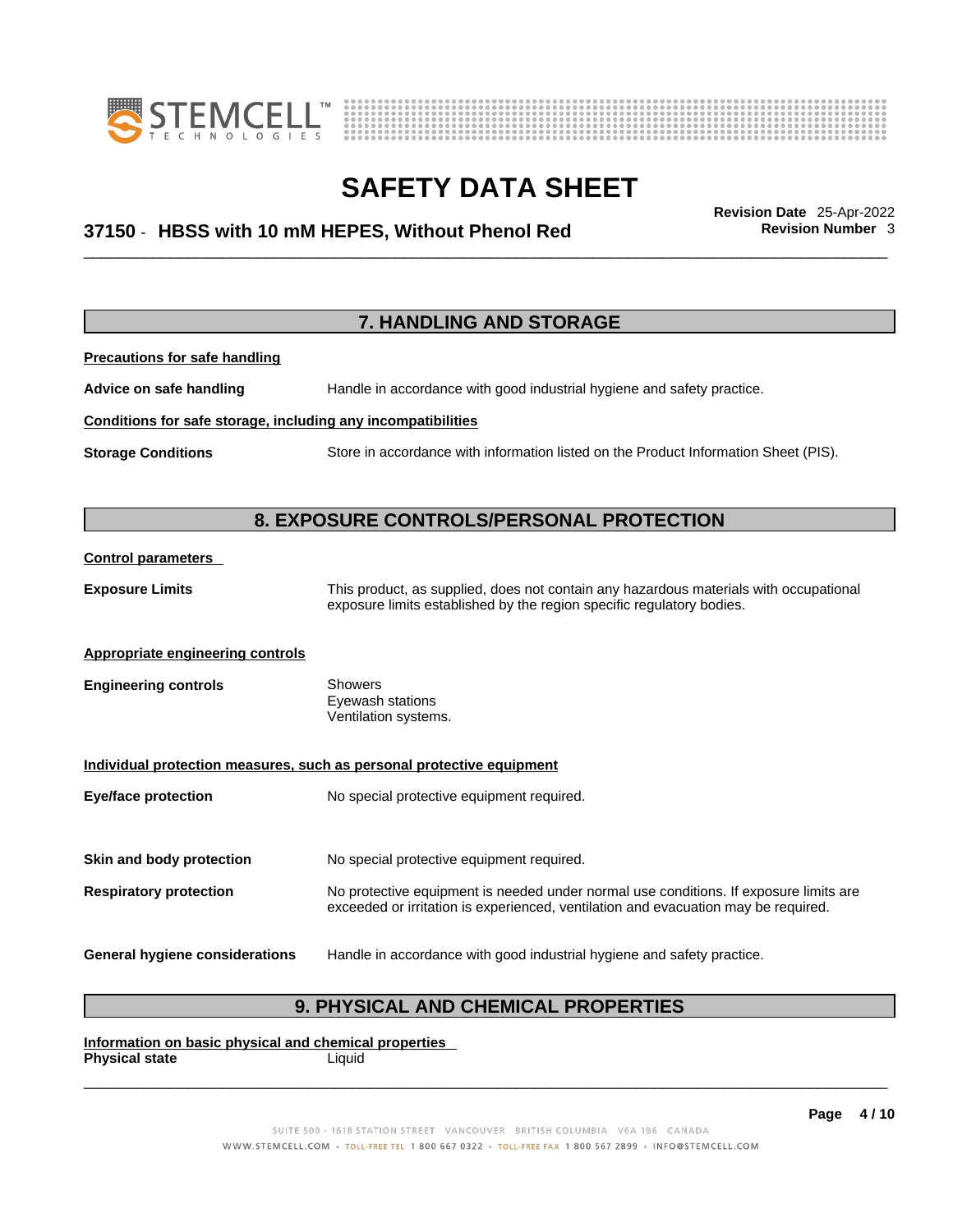## 7. HANDLING AND STORAGE

**Precautions for safe handling**

**Advice on safe handling** Handle in accordance with good industrial hygiene and safety practice.

**Conditions for safe storage, including any incompatibilities**

**Storage Conditions** Store in accordance with information listed on the Product Information Sheet (PIS).

## 8. EXPOSURE CONTROLS/PERSONAL PROTECTION

**Control parameters**

**Exposure Limits** This product, as supplied, does not contain any hazardous materials with occupational exposure limits established by the region specific regulatory bodies.

**Appropriate engineering controls**

**Engineering controls** Showers
Eyewash stations
Ventilation systems.

**Individual protection measures, such as personal protective equipment**

**Eye/face protection** No special protective equipment required.

**Skin and body protection** No special protective equipment required.

**Respiratory protection** No protective equipment is needed under normal use conditions. If exposure limits are exceeded or irritation is experienced, ventilation and evacuation may be required.

**General hygiene considerations** Handle in accordance with good industrial hygiene and safety practice.

## 9. PHYSICAL AND CHEMICAL PROPERTIES

**Information on basic physical and chemical properties**

**Physical state** Liquid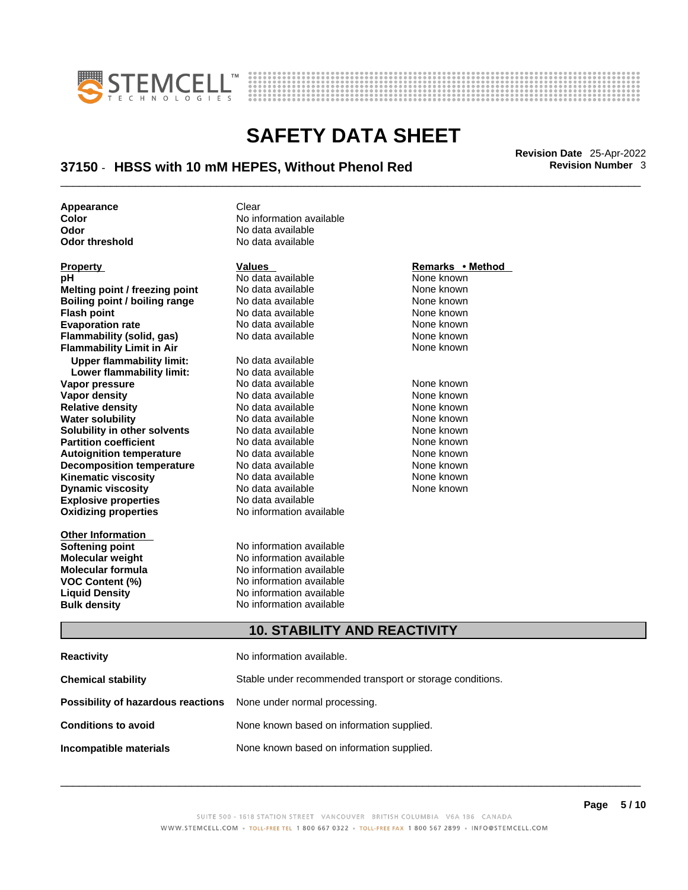| | |
|---|---|
| **Appearance** | Clear |
| **Color** | No information available |
| **Odor** | No data available |
| **Odor threshold** | No data available |

| **Property** | **Values** | **Remarks • Method** |
|---|---|---|
| **pH** | No data available | None known |
| **Melting point / freezing point** | No data available | None known |
| **Boiling point / boiling range** | No data available | None known |
| **Flash point** | No data available | None known |
| **Evaporation rate** | No data available | None known |
| **Flammability (solid, gas)** | No data available | None known |
| **Flammability Limit in Air** | | None known |
| **Upper flammability limit:** | No data available | |
| **Lower flammability limit:** | No data available | |
| **Vapor pressure** | No data available | None known |
| **Vapor density** | No data available | None known |
| **Relative density** | No data available | None known |
| **Water solubility** | No data available | None known |
| **Solubility in other solvents** | No data available | None known |
| **Partition coefficient** | No data available | None known |
| **Autoignition temperature** | No data available | None known |
| **Decomposition temperature** | No data available | None known |
| **Kinematic viscosity** | No data available | None known |
| **Dynamic viscosity** | No data available | None known |
| **Explosive properties** | No data available | |
| **Oxidizing properties** | No information available | |

**Other Information**

| | |
|---|---|
| **Softening point** | No information available |
| **Molecular weight** | No information available |
| **Molecular formula** | No information available |
| **VOC Content (%)** | No information available |
| **Liquid Density** | No information available |
| **Bulk density** | No information available |

## 10. STABILITY AND REACTIVITY

| | |
|---|---|
| **Reactivity** | No information available. |
| **Chemical stability** | Stable under recommended transport or storage conditions. |
| **Possibility of hazardous reactions** | None under normal processing. |
| **Conditions to avoid** | None known based on information supplied. |
| **Incompatible materials** | None known based on information supplied. |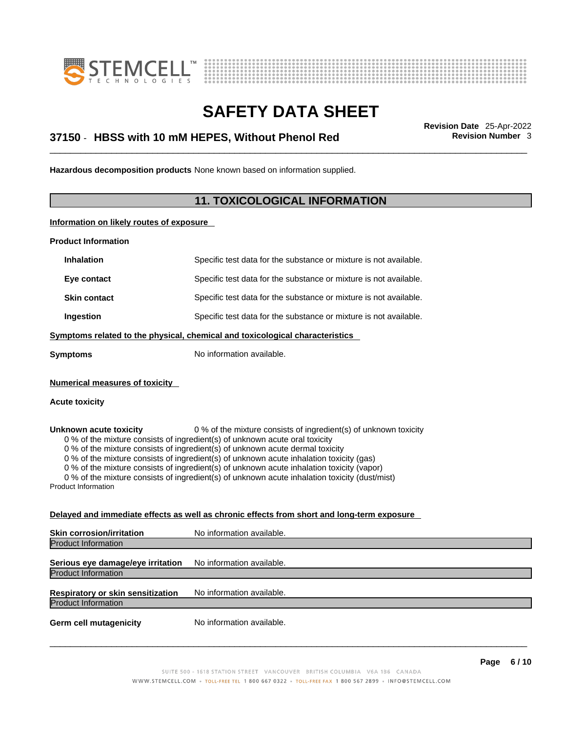**Hazardous decomposition products** None known based on information supplied.

## 11. TOXICOLOGICAL INFORMATION

**Information on likely routes of exposure**

**Product Information**

| | |
|---|---|
| **Inhalation** | Specific test data for the substance or mixture is not available. |
| **Eye contact** | Specific test data for the substance or mixture is not available. |
| **Skin contact** | Specific test data for the substance or mixture is not available. |
| **Ingestion** | Specific test data for the substance or mixture is not available. |

**Symptoms related to the physical, chemical and toxicological characteristics**

**Symptoms** No information available.

**Numerical measures of toxicity**

**Acute toxicity**

**Unknown acute toxicity** 0 % of the mixture consists of ingredient(s) of unknown toxicity

0 % of the mixture consists of ingredient(s) of unknown acute oral toxicity
0 % of the mixture consists of ingredient(s) of unknown acute dermal toxicity
0 % of the mixture consists of ingredient(s) of unknown acute inhalation toxicity (gas)
0 % of the mixture consists of ingredient(s) of unknown acute inhalation toxicity (vapor)
0 % of the mixture consists of ingredient(s) of unknown acute inhalation toxicity (dust/mist)

Product Information

**Delayed and immediate effects as well as chronic effects from short and long-term exposure**

**Skin corrosion/irritation** No information available.

Product Information

**Serious eye damage/eye irritation** No information available.

Product Information

**Respiratory or skin sensitization** No information available.

Product Information

**Germ cell mutagenicity** No information available.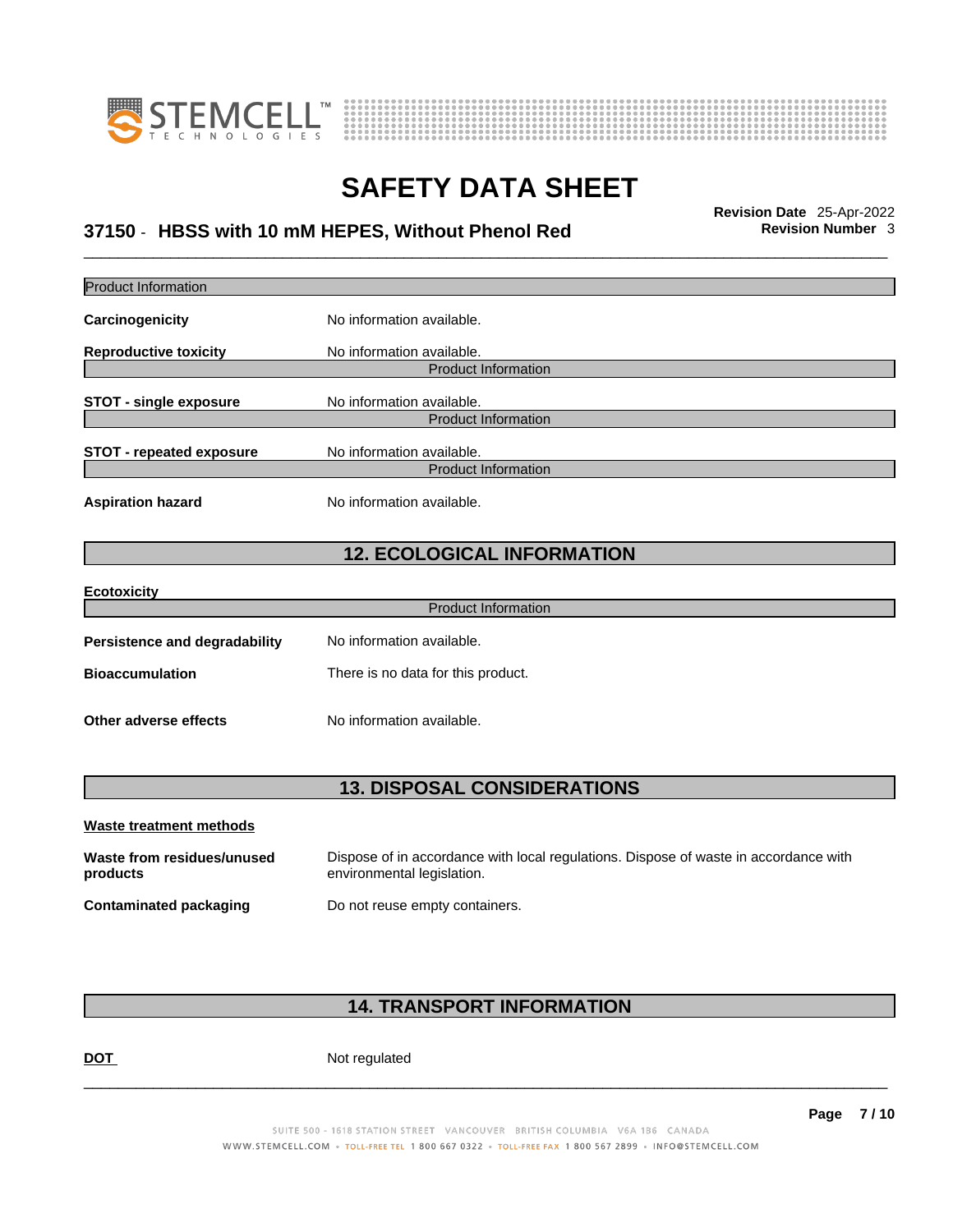Product Information

**Carcinogenicity** No information available.

**Reproductive toxicity** No information available.

Product Information

**STOT - single exposure** No information available.

Product Information

**STOT - repeated exposure** No information available.

Product Information

**Aspiration hazard** No information available.

## 12. ECOLOGICAL INFORMATION

**Ecotoxicity**

Product Information

**Persistence and degradability** No information available.

**Bioaccumulation** There is no data for this product.

**Other adverse effects** No information available.

## 13. DISPOSAL CONSIDERATIONS

**Waste treatment methods**

**Waste from residues/unused products** Dispose of in accordance with local regulations. Dispose of waste in accordance with environmental legislation.

**Contaminated packaging** Do not reuse empty containers.

## 14. TRANSPORT INFORMATION

**DOT** Not regulated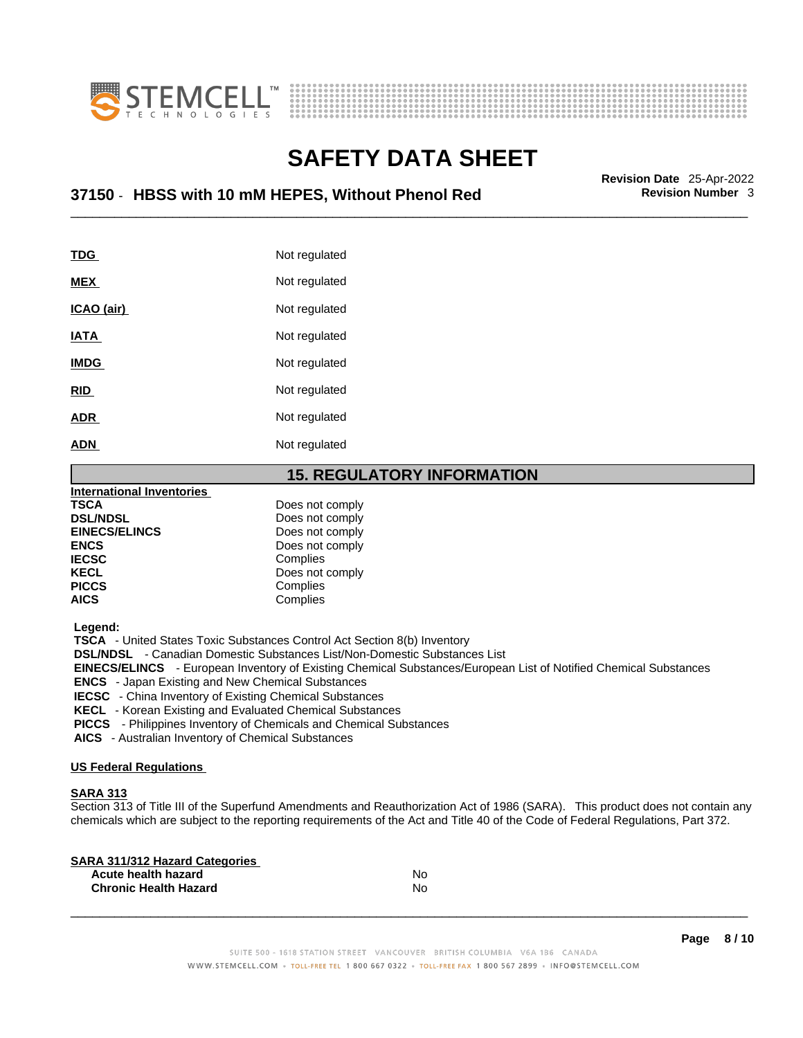| | |
|---|---|
| **TDG** | Not regulated |
| **MEX** | Not regulated |
| **ICAO (air)** | Not regulated |
| **IATA** | Not regulated |
| **IMDG** | Not regulated |
| **RID** | Not regulated |
| **ADR** | Not regulated |
| **ADN** | Not regulated |

## 15. REGULATORY INFORMATION

**International Inventories**

| | |
|---|---|
| **TSCA** | Does not comply |
| **DSL/NDSL** | Does not comply |
| **EINECS/ELINCS** | Does not comply |
| **ENCS** | Does not comply |
| **IECSC** | Complies |
| **KECL** | Does not comply |
| **PICCS** | Complies |
| **AICS** | Complies |

**Legend:**

**TSCA** - United States Toxic Substances Control Act Section 8(b) Inventory
**DSL/NDSL** - Canadian Domestic Substances List/Non-Domestic Substances List
**EINECS/ELINCS** - European Inventory of Existing Chemical Substances/European List of Notified Chemical Substances
**ENCS** - Japan Existing and New Chemical Substances
**IECSC** - China Inventory of Existing Chemical Substances
**KECL** - Korean Existing and Evaluated Chemical Substances
**PICCS** - Philippines Inventory of Chemicals and Chemical Substances
**AICS** - Australian Inventory of Chemical Substances

**US Federal Regulations**

**SARA 313**

Section 313 of Title III of the Superfund Amendments and Reauthorization Act of 1986 (SARA). This product does not contain any chemicals which are subject to the reporting requirements of the Act and Title 40 of the Code of Federal Regulations, Part 372.

**SARA 311/312 Hazard Categories**

| | |
|---|---|
| **Acute health hazard** | No |
| **Chronic Health Hazard** | No |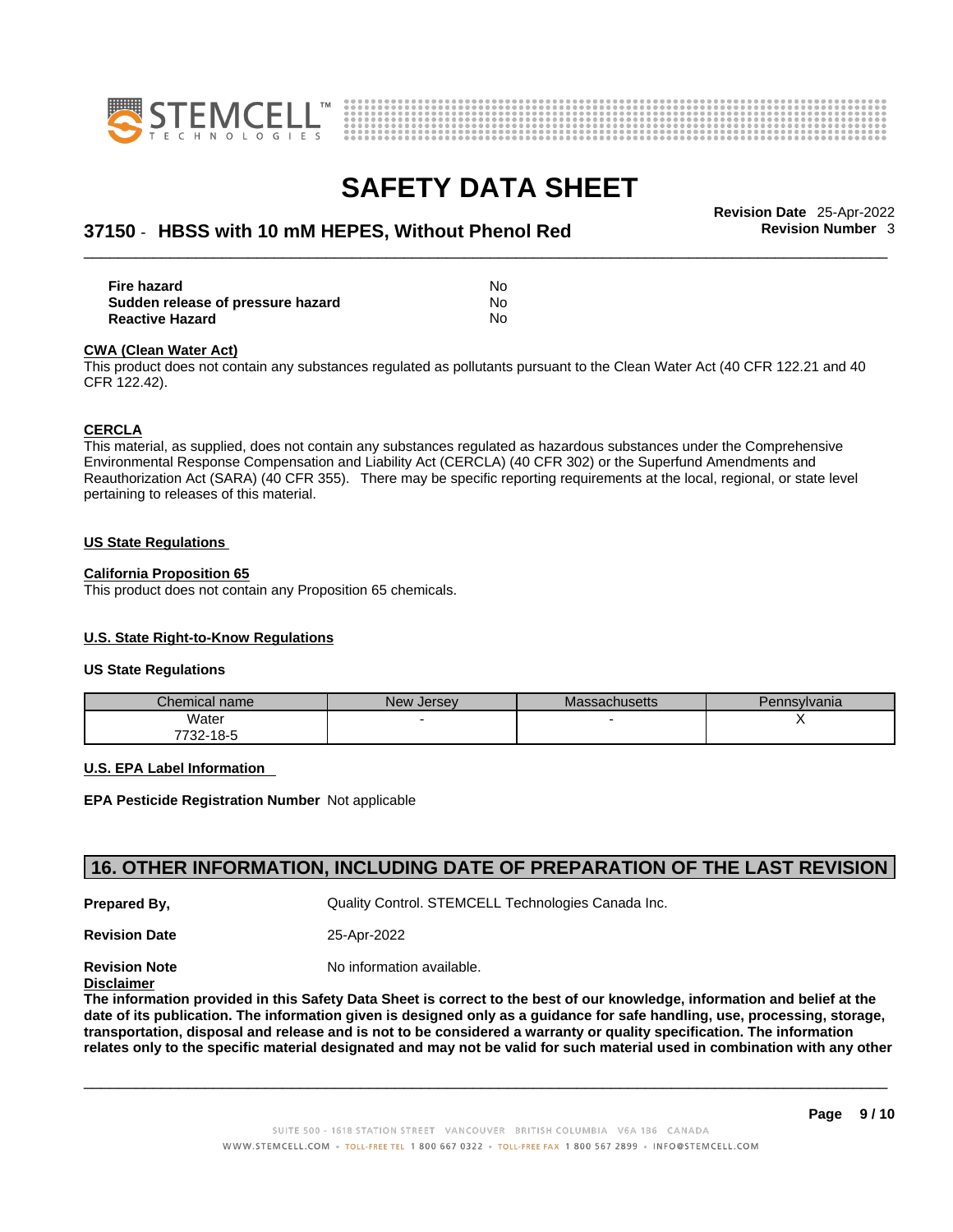| | |
|---|---|
| **Fire hazard** | No |
| **Sudden release of pressure hazard** | No |
| **Reactive Hazard** | No |

**CWA (Clean Water Act)**

This product does not contain any substances regulated as pollutants pursuant to the Clean Water Act (40 CFR 122.21 and 40 CFR 122.42).

**CERCLA**

This material, as supplied, does not contain any substances regulated as hazardous substances under the Comprehensive Environmental Response Compensation and Liability Act (CERCLA) (40 CFR 302) or the Superfund Amendments and Reauthorization Act (SARA) (40 CFR 355). There may be specific reporting requirements at the local, regional, or state level pertaining to releases of this material.

**US State Regulations**

**California Proposition 65**

This product does not contain any Proposition 65 chemicals.

**U.S. State Right-to-Know Regulations**

**US State Regulations**

| Chemical name | New Jersey | Massachusetts | Pennsylvania |
|---|---|---|---|
| Water<br>7732-18-5 | - | - | X |

**U.S. EPA Label Information**

**EPA Pesticide Registration Number** Not applicable

## 16. OTHER INFORMATION, INCLUDING DATE OF PREPARATION OF THE LAST REVISION

**Prepared By,** Quality Control. STEMCELL Technologies Canada Inc.

**Revision Date** 25-Apr-2022

**Revision Note** No information available.

**Disclaimer**

**The information provided in this Safety Data Sheet is correct to the best of our knowledge, information and belief at the date of its publication. The information given is designed only as a guidance for safe handling, use, processing, storage, transportation, disposal and release and is not to be considered a warranty or quality specification. The information relates only to the specific material designated and may not be valid for such material used in combination with any other**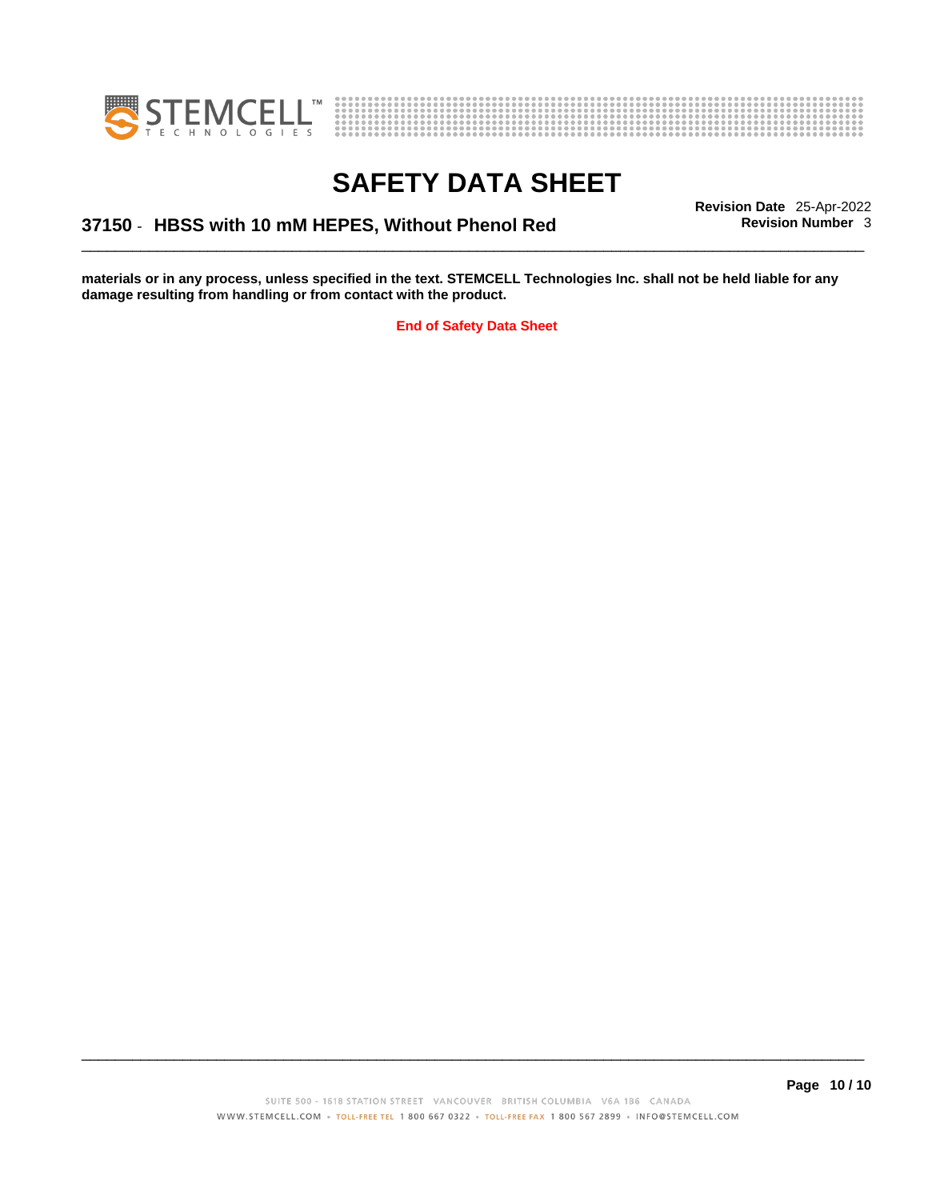**materials or in any process, unless specified in the text. STEMCELL Technologies Inc. shall not be held liable for any damage resulting from handling or from contact with the product.**

**End of Safety Data Sheet**